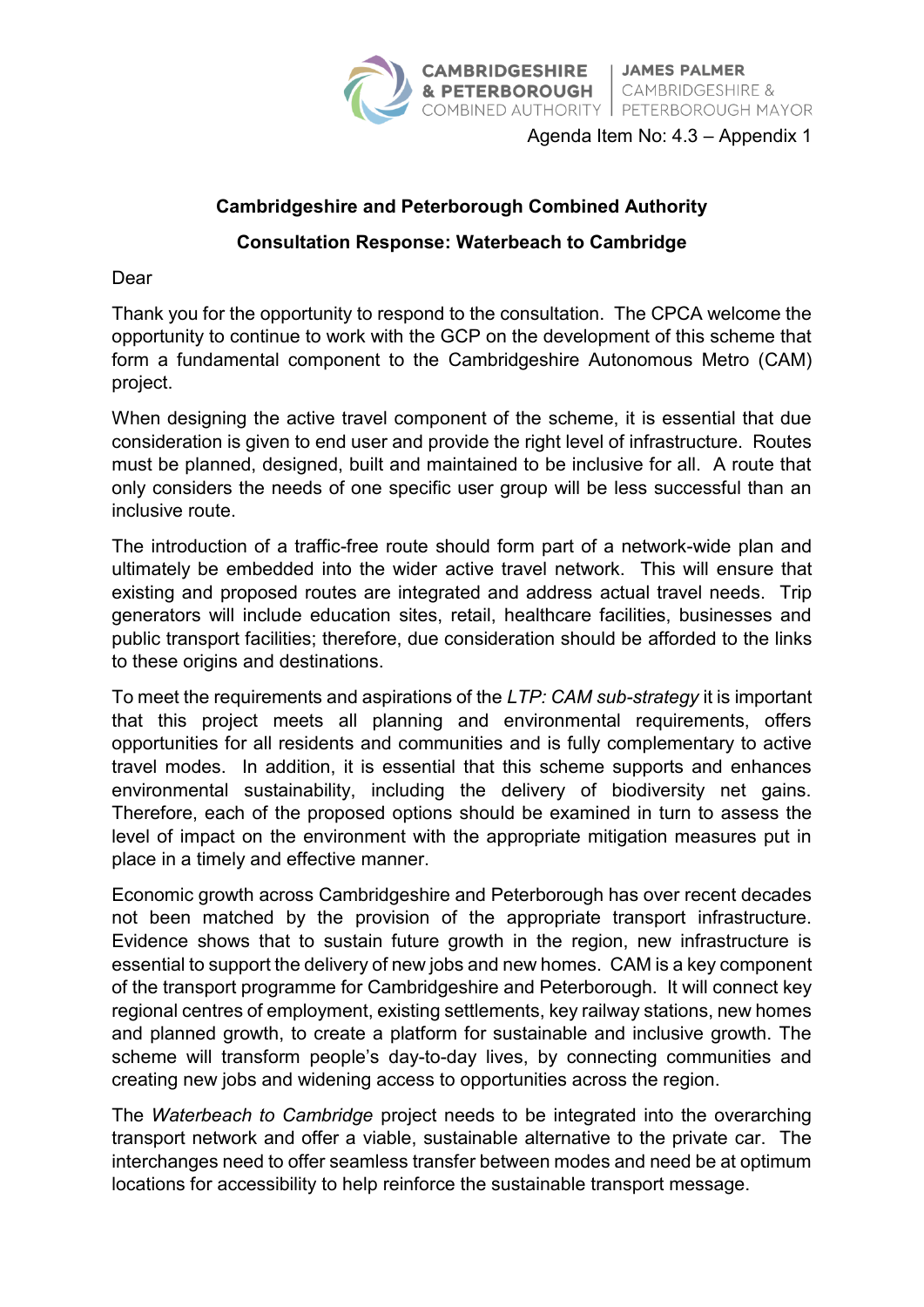Agenda Item No: 4.3 – Appendix 1

**Cambridgeshire and Peterborough Combined Authority**

**Consultation Response: Waterbeach to Cambridge**

Dear

Thank you for the opportunity to respond to the consultation. The CPCA welcome the opportunity to continue to work with the GCP on the development of this scheme that form a fundamental component to the Cambridgeshire Autonomous Metro (CAM) project.

When designing the active travel component of the scheme, it is essential that due consideration is given to end user and provide the right level of infrastructure. Routes must be planned, designed, built and maintained to be inclusive for all. A route that only considers the needs of one specific user group will be less successful than an inclusive route.

The introduction of a traffic-free route should form part of a network-wide plan and ultimately be embedded into the wider active travel network. This will ensure that existing and proposed routes are integrated and address actual travel needs. Trip generators will include education sites, retail, healthcare facilities, businesses and public transport facilities; therefore, due consideration should be afforded to the links to these origins and destinations.

To meet the requirements and aspirations of the *LTP: CAM sub-strategy* it is important that this project meets all planning and environmental requirements, offers opportunities for all residents and communities and is fully complementary to active travel modes. In addition, it is essential that this scheme supports and enhances environmental sustainability, including the delivery of biodiversity net gains. Therefore, each of the proposed options should be examined in turn to assess the level of impact on the environment with the appropriate mitigation measures put in place in a timely and effective manner.

Economic growth across Cambridgeshire and Peterborough has over recent decades not been matched by the provision of the appropriate transport infrastructure. Evidence shows that to sustain future growth in the region, new infrastructure is essential to support the delivery of new jobs and new homes. CAM is a key component of the transport programme for Cambridgeshire and Peterborough. It will connect key regional centres of employment, existing settlements, key railway stations, new homes and planned growth, to create a platform for sustainable and inclusive growth. The scheme will transform people's day-to-day lives, by connecting communities and creating new jobs and widening access to opportunities across the region.

The *Waterbeach to Cambridge* project needs to be integrated into the overarching transport network and offer a viable, sustainable alternative to the private car. The interchanges need to offer seamless transfer between modes and need be at optimum locations for accessibility to help reinforce the sustainable transport message.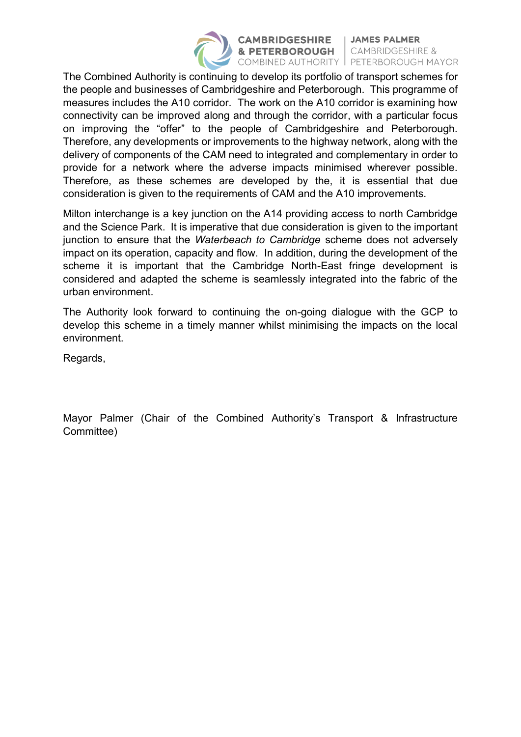The Combined Authority is continuing to develop its portfolio of transport schemes for the people and businesses of Cambridgeshire and Peterborough. This programme of measures includes the A10 corridor. The work on the A10 corridor is examining how connectivity can be improved along and through the corridor, with a particular focus on improving the “offer” to the people of Cambridgeshire and Peterborough. Therefore, any developments or improvements to the highway network, along with the delivery of components of the CAM need to integrated and complementary in order to provide for a network where the adverse impacts minimised wherever possible. Therefore, as these schemes are developed by the, it is essential that due consideration is given to the requirements of CAM and the A10 improvements.

Milton interchange is a key junction on the A14 providing access to north Cambridge and the Science Park. It is imperative that due consideration is given to the important junction to ensure that the *Waterbeach to Cambridge* scheme does not adversely impact on its operation, capacity and flow. In addition, during the development of the scheme it is important that the Cambridge North-East fringe development is considered and adapted the scheme is seamlessly integrated into the fabric of the urban environment.

The Authority look forward to continuing the on-going dialogue with the GCP to develop this scheme in a timely manner whilst minimising the impacts on the local environment.

Regards,

Mayor Palmer (Chair of the Combined Authority’s Transport & Infrastructure Committee)